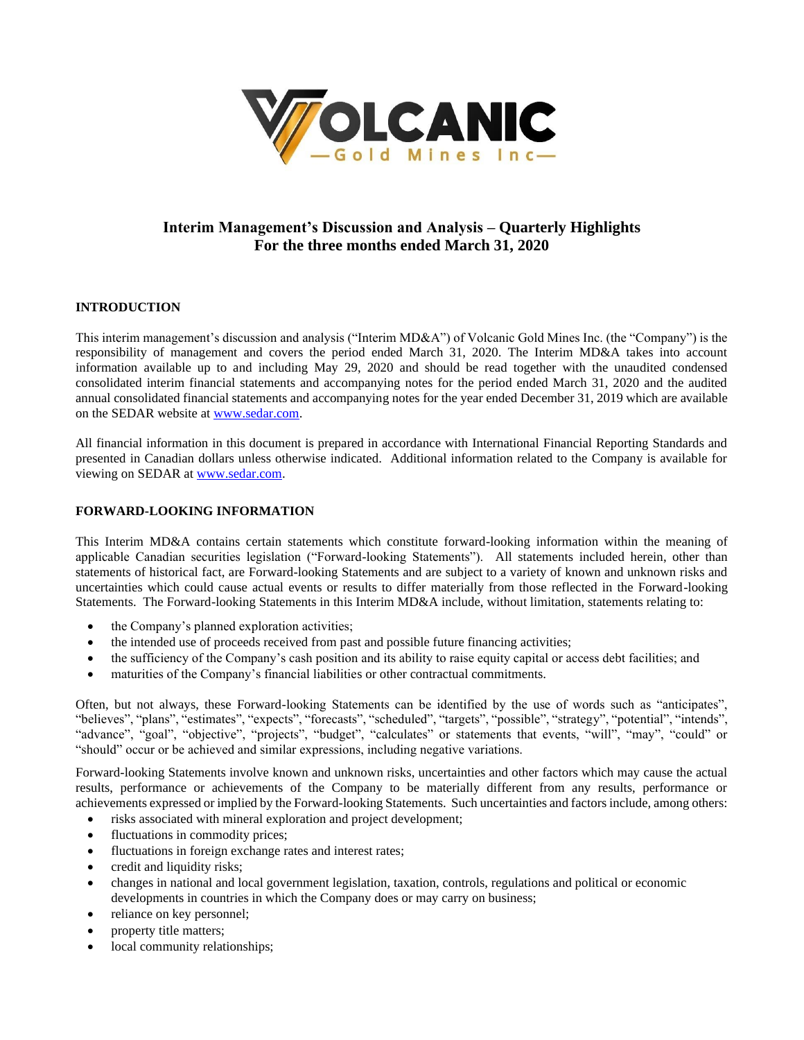# Interim Management's Discussion and Analysis – Quarterly Highlights
# For the three months ended March 31, 2020

## INTRODUCTION

This interim management's discussion and analysis ("Interim MD&A") of Volcanic Gold Mines Inc. (the "Company") is the responsibility of management and covers the period ended March 31, 2020. The Interim MD&A takes into account information available up to and including May 29, 2020 and should be read together with the unaudited condensed consolidated interim financial statements and accompanying notes for the period ended March 31, 2020 and the audited annual consolidated financial statements and accompanying notes for the year ended December 31, 2019 which are available on the SEDAR website at www.sedar.com.

All financial information in this document is prepared in accordance with International Financial Reporting Standards and presented in Canadian dollars unless otherwise indicated. Additional information related to the Company is available for viewing on SEDAR at www.sedar.com.

## FORWARD-LOOKING INFORMATION

This Interim MD&A contains certain statements which constitute forward-looking information within the meaning of applicable Canadian securities legislation ("Forward-looking Statements"). All statements included herein, other than statements of historical fact, are Forward-looking Statements and are subject to a variety of known and unknown risks and uncertainties which could cause actual events or results to differ materially from those reflected in the Forward-looking Statements. The Forward-looking Statements in this Interim MD&A include, without limitation, statements relating to:

- the Company's planned exploration activities;
- the intended use of proceeds received from past and possible future financing activities;
- the sufficiency of the Company's cash position and its ability to raise equity capital or access debt facilities; and
- maturities of the Company's financial liabilities or other contractual commitments.

Often, but not always, these Forward-looking Statements can be identified by the use of words such as "anticipates", "believes", "plans", "estimates", "expects", "forecasts", "scheduled", "targets", "possible", "strategy", "potential", "intends", "advance", "goal", "objective", "projects", "budget", "calculates" or statements that events, "will", "may", "could" or "should" occur or be achieved and similar expressions, including negative variations.

Forward-looking Statements involve known and unknown risks, uncertainties and other factors which may cause the actual results, performance or achievements of the Company to be materially different from any results, performance or achievements expressed or implied by the Forward-looking Statements. Such uncertainties and factors include, among others:

- risks associated with mineral exploration and project development;
- fluctuations in commodity prices;
- fluctuations in foreign exchange rates and interest rates;
- credit and liquidity risks;
- changes in national and local government legislation, taxation, controls, regulations and political or economic developments in countries in which the Company does or may carry on business;
- reliance on key personnel;
- property title matters;
- local community relationships;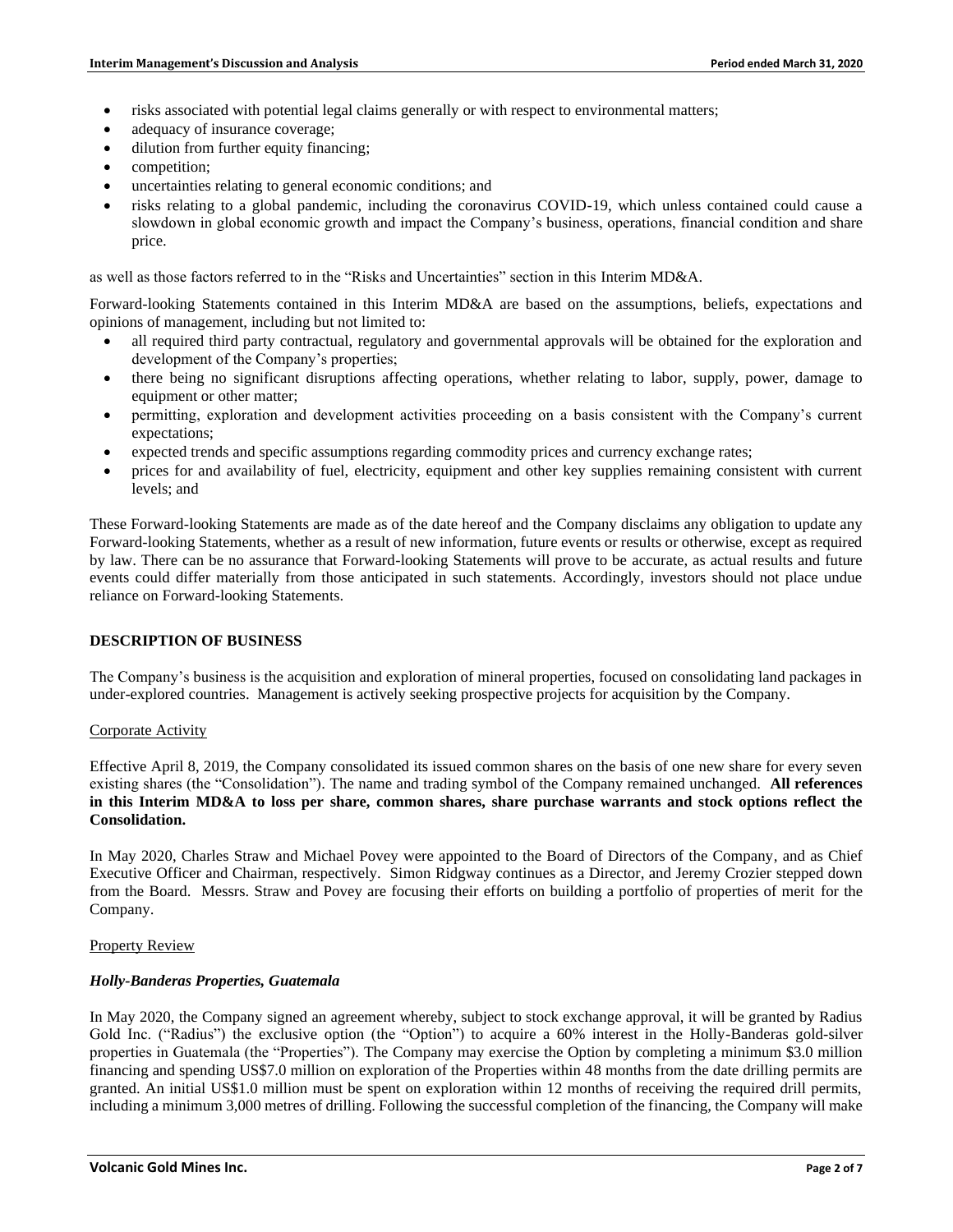- risks associated with potential legal claims generally or with respect to environmental matters;
- adequacy of insurance coverage;
- dilution from further equity financing;
- competition;
- uncertainties relating to general economic conditions; and
- risks relating to a global pandemic, including the coronavirus COVID-19, which unless contained could cause a slowdown in global economic growth and impact the Company's business, operations, financial condition and share price.

as well as those factors referred to in the "Risks and Uncertainties" section in this Interim MD&A.

Forward-looking Statements contained in this Interim MD&A are based on the assumptions, beliefs, expectations and opinions of management, including but not limited to:

- all required third party contractual, regulatory and governmental approvals will be obtained for the exploration and development of the Company's properties;
- there being no significant disruptions affecting operations, whether relating to labor, supply, power, damage to equipment or other matter;
- permitting, exploration and development activities proceeding on a basis consistent with the Company's current expectations;
- expected trends and specific assumptions regarding commodity prices and currency exchange rates;
- prices for and availability of fuel, electricity, equipment and other key supplies remaining consistent with current levels; and

These Forward-looking Statements are made as of the date hereof and the Company disclaims any obligation to update any Forward-looking Statements, whether as a result of new information, future events or results or otherwise, except as required by law. There can be no assurance that Forward-looking Statements will prove to be accurate, as actual results and future events could differ materially from those anticipated in such statements. Accordingly, investors should not place undue reliance on Forward-looking Statements.

## DESCRIPTION OF BUSINESS

The Company's business is the acquisition and exploration of mineral properties, focused on consolidating land packages in under-explored countries. Management is actively seeking prospective projects for acquisition by the Company.

### Corporate Activity

Effective April 8, 2019, the Company consolidated its issued common shares on the basis of one new share for every seven existing shares (the "Consolidation"). The name and trading symbol of the Company remained unchanged. **All references in this Interim MD&A to loss per share, common shares, share purchase warrants and stock options reflect the Consolidation.**

In May 2020, Charles Straw and Michael Povey were appointed to the Board of Directors of the Company, and as Chief Executive Officer and Chairman, respectively. Simon Ridgway continues as a Director, and Jeremy Crozier stepped down from the Board. Messrs. Straw and Povey are focusing their efforts on building a portfolio of properties of merit for the Company.

### Property Review

#### *Holly-Banderas Properties, Guatemala*

In May 2020, the Company signed an agreement whereby, subject to stock exchange approval, it will be granted by Radius Gold Inc. ("Radius") the exclusive option (the "Option") to acquire a 60% interest in the Holly-Banderas gold-silver properties in Guatemala (the "Properties"). The Company may exercise the Option by completing a minimum $3.0 million financing and spending US$7.0 million on exploration of the Properties within 48 months from the date drilling permits are granted. An initial US$1.0 million must be spent on exploration within 12 months of receiving the required drill permits, including a minimum 3,000 metres of drilling. Following the successful completion of the financing, the Company will make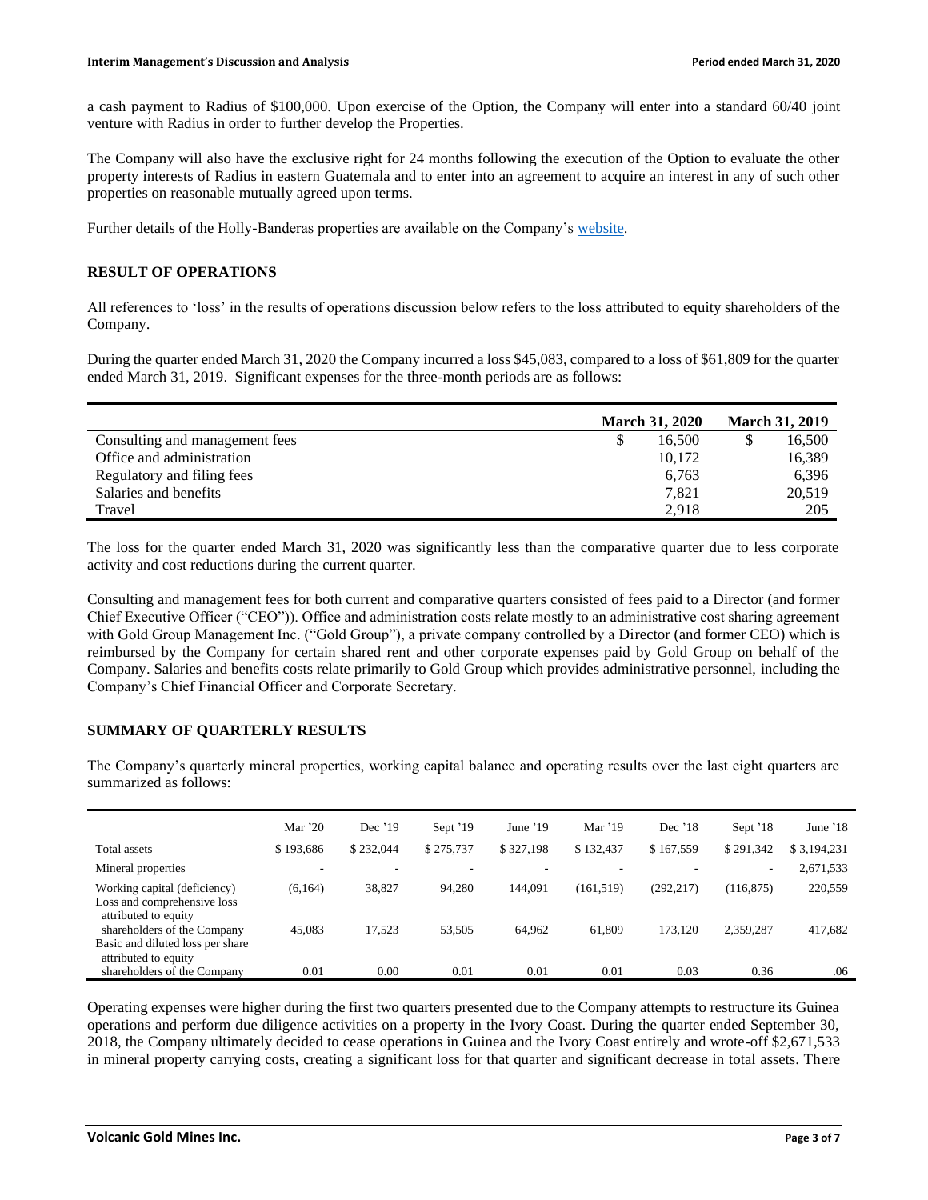a cash payment to Radius of $100,000. Upon exercise of the Option, the Company will enter into a standard 60/40 joint venture with Radius in order to further develop the Properties.

The Company will also have the exclusive right for 24 months following the execution of the Option to evaluate the other property interests of Radius in eastern Guatemala and to enter into an agreement to acquire an interest in any of such other properties on reasonable mutually agreed upon terms.

Further details of the Holly-Banderas properties are available on the Company's website.

## RESULT OF OPERATIONS

All references to 'loss' in the results of operations discussion below refers to the loss attributed to equity shareholders of the Company.

During the quarter ended March 31, 2020 the Company incurred a loss $45,083, compared to a loss of $61,809 for the quarter ended March 31, 2019. Significant expenses for the three-month periods are as follows:

| | March 31, 2020 | March 31, 2019 |
|---|---|---|
| Consulting and management fees | $ 16,500 | $ 16,500 |
| Office and administration | 10,172 | 16,389 |
| Regulatory and filing fees | 6,763 | 6,396 |
| Salaries and benefits | 7,821 | 20,519 |
| Travel | 2,918 | 205 |

The loss for the quarter ended March 31, 2020 was significantly less than the comparative quarter due to less corporate activity and cost reductions during the current quarter.

Consulting and management fees for both current and comparative quarters consisted of fees paid to a Director (and former Chief Executive Officer ("CEO")). Office and administration costs relate mostly to an administrative cost sharing agreement with Gold Group Management Inc. ("Gold Group"), a private company controlled by a Director (and former CEO) which is reimbursed by the Company for certain shared rent and other corporate expenses paid by Gold Group on behalf of the Company. Salaries and benefits costs relate primarily to Gold Group which provides administrative personnel, including the Company's Chief Financial Officer and Corporate Secretary.

## SUMMARY OF QUARTERLY RESULTS

The Company's quarterly mineral properties, working capital balance and operating results over the last eight quarters are summarized as follows:

| | Mar '20 | Dec '19 | Sept '19 | June '19 | Mar '19 | Dec '18 | Sept '18 | June '18 |
|---|---|---|---|---|---|---|---|---|
| Total assets | $ 193,686 | $ 232,044 | $ 275,737 | $ 327,198 | $ 132,437 | $ 167,559 | $ 291,342 | $ 3,194,231 |
| Mineral properties | - | - | - | - | - | - | - | 2,671,533 |
| Working capital (deficiency) | (6,164) | 38,827 | 94,280 | 144,091 | (161,519) | (292,217) | (116,875) | 220,559 |
| Loss and comprehensive loss attributed to equity shareholders of the Company | 45,083 | 17,523 | 53,505 | 64,962 | 61,809 | 173,120 | 2,359,287 | 417,682 |
| Basic and diluted loss per share attributed to equity shareholders of the Company | 0.01 | 0.00 | 0.01 | 0.01 | 0.01 | 0.03 | 0.36 | .06 |

Operating expenses were higher during the first two quarters presented due to the Company attempts to restructure its Guinea operations and perform due diligence activities on a property in the Ivory Coast. During the quarter ended September 30, 2018, the Company ultimately decided to cease operations in Guinea and the Ivory Coast entirely and wrote-off $2,671,533 in mineral property carrying costs, creating a significant loss for that quarter and significant decrease in total assets. There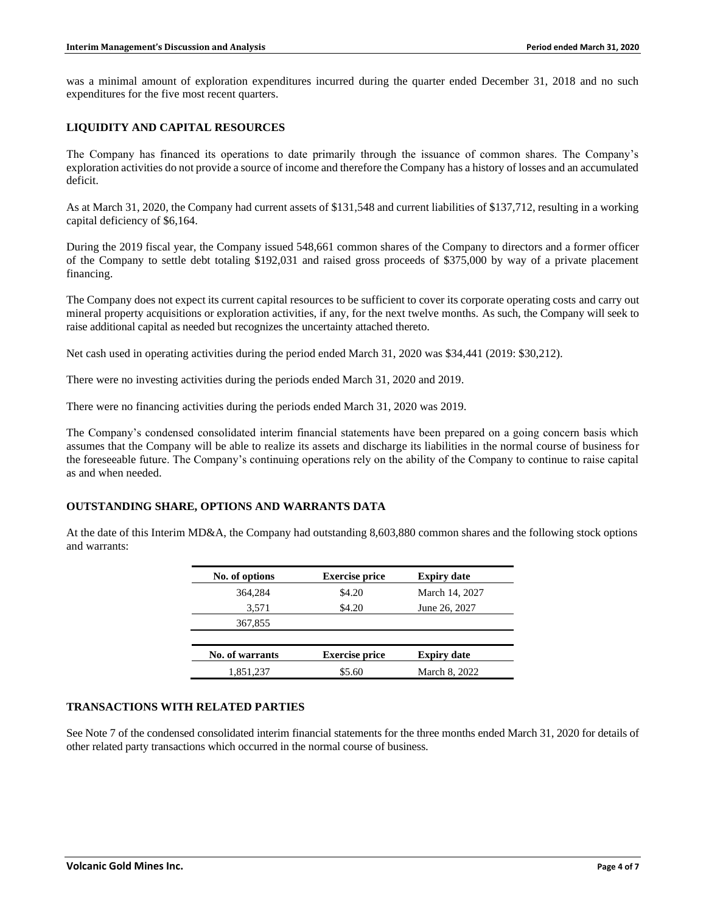was a minimal amount of exploration expenditures incurred during the quarter ended December 31, 2018 and no such expenditures for the five most recent quarters.

## LIQUIDITY AND CAPITAL RESOURCES

The Company has financed its operations to date primarily through the issuance of common shares. The Company's exploration activities do not provide a source of income and therefore the Company has a history of losses and an accumulated deficit.

As at March 31, 2020, the Company had current assets of $131,548 and current liabilities of $137,712, resulting in a working capital deficiency of $6,164.

During the 2019 fiscal year, the Company issued 548,661 common shares of the Company to directors and a former officer of the Company to settle debt totaling $192,031 and raised gross proceeds of $375,000 by way of a private placement financing.

The Company does not expect its current capital resources to be sufficient to cover its corporate operating costs and carry out mineral property acquisitions or exploration activities, if any, for the next twelve months. As such, the Company will seek to raise additional capital as needed but recognizes the uncertainty attached thereto.

Net cash used in operating activities during the period ended March 31, 2020 was $34,441 (2019: $30,212).

There were no investing activities during the periods ended March 31, 2020 and 2019.

There were no financing activities during the periods ended March 31, 2020 was 2019.

The Company's condensed consolidated interim financial statements have been prepared on a going concern basis which assumes that the Company will be able to realize its assets and discharge its liabilities in the normal course of business for the foreseeable future. The Company's continuing operations rely on the ability of the Company to continue to raise capital as and when needed.

## OUTSTANDING SHARE, OPTIONS AND WARRANTS DATA

At the date of this Interim MD&A, the Company had outstanding 8,603,880 common shares and the following stock options and warrants:

| No. of options | Exercise price | Expiry date |
|---|---|---|
| 364,284 | $4.20 | March 14, 2027 |
| 3,571 | $4.20 | June 26, 2027 |
| 367,855 | | |

| No. of warrants | Exercise price | Expiry date |
|---|---|---|
| 1,851,237 | $5.60 | March 8, 2022 |

## TRANSACTIONS WITH RELATED PARTIES

See Note 7 of the condensed consolidated interim financial statements for the three months ended March 31, 2020 for details of other related party transactions which occurred in the normal course of business.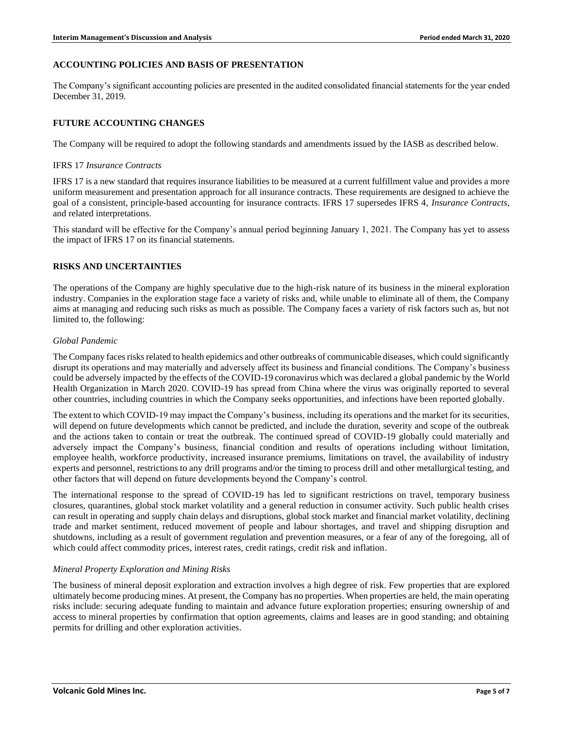## ACCOUNTING POLICIES AND BASIS OF PRESENTATION

The Company's significant accounting policies are presented in the audited consolidated financial statements for the year ended December 31, 2019.

## FUTURE ACCOUNTING CHANGES

The Company will be required to adopt the following standards and amendments issued by the IASB as described below.

### IFRS 17 *Insurance Contracts*

IFRS 17 is a new standard that requires insurance liabilities to be measured at a current fulfillment value and provides a more uniform measurement and presentation approach for all insurance contracts. These requirements are designed to achieve the goal of a consistent, principle-based accounting for insurance contracts. IFRS 17 supersedes IFRS 4, *Insurance Contracts*, and related interpretations.

This standard will be effective for the Company's annual period beginning January 1, 2021. The Company has yet to assess the impact of IFRS 17 on its financial statements.

## RISKS AND UNCERTAINTIES

The operations of the Company are highly speculative due to the high-risk nature of its business in the mineral exploration industry. Companies in the exploration stage face a variety of risks and, while unable to eliminate all of them, the Company aims at managing and reducing such risks as much as possible. The Company faces a variety of risk factors such as, but not limited to, the following:

### *Global Pandemic*

The Company faces risks related to health epidemics and other outbreaks of communicable diseases, which could significantly disrupt its operations and may materially and adversely affect its business and financial conditions. The Company's business could be adversely impacted by the effects of the COVID-19 coronavirus which was declared a global pandemic by the World Health Organization in March 2020. COVID-19 has spread from China where the virus was originally reported to several other countries, including countries in which the Company seeks opportunities, and infections have been reported globally.

The extent to which COVID-19 may impact the Company's business, including its operations and the market for its securities, will depend on future developments which cannot be predicted, and include the duration, severity and scope of the outbreak and the actions taken to contain or treat the outbreak. The continued spread of COVID-19 globally could materially and adversely impact the Company's business, financial condition and results of operations including without limitation, employee health, workforce productivity, increased insurance premiums, limitations on travel, the availability of industry experts and personnel, restrictions to any drill programs and/or the timing to process drill and other metallurgical testing, and other factors that will depend on future developments beyond the Company's control.

The international response to the spread of COVID-19 has led to significant restrictions on travel, temporary business closures, quarantines, global stock market volatility and a general reduction in consumer activity. Such public health crises can result in operating and supply chain delays and disruptions, global stock market and financial market volatility, declining trade and market sentiment, reduced movement of people and labour shortages, and travel and shipping disruption and shutdowns, including as a result of government regulation and prevention measures, or a fear of any of the foregoing, all of which could affect commodity prices, interest rates, credit ratings, credit risk and inflation.

### *Mineral Property Exploration and Mining Risks*

The business of mineral deposit exploration and extraction involves a high degree of risk. Few properties that are explored ultimately become producing mines. At present, the Company has no properties. When properties are held, the main operating risks include: securing adequate funding to maintain and advance future exploration properties; ensuring ownership of and access to mineral properties by confirmation that option agreements, claims and leases are in good standing; and obtaining permits for drilling and other exploration activities.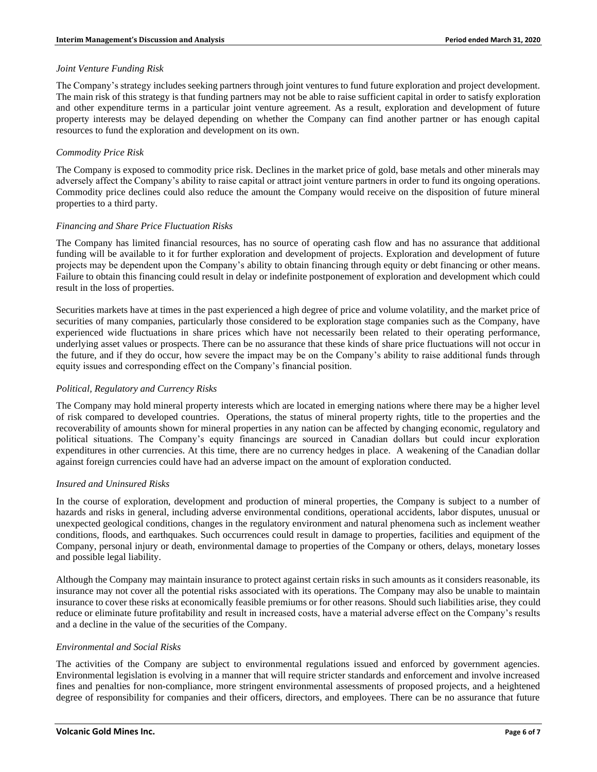*Joint Venture Funding Risk*

The Company's strategy includes seeking partners through joint ventures to fund future exploration and project development. The main risk of this strategy is that funding partners may not be able to raise sufficient capital in order to satisfy exploration and other expenditure terms in a particular joint venture agreement. As a result, exploration and development of future property interests may be delayed depending on whether the Company can find another partner or has enough capital resources to fund the exploration and development on its own.

*Commodity Price Risk*

The Company is exposed to commodity price risk. Declines in the market price of gold, base metals and other minerals may adversely affect the Company's ability to raise capital or attract joint venture partners in order to fund its ongoing operations. Commodity price declines could also reduce the amount the Company would receive on the disposition of future mineral properties to a third party.

*Financing and Share Price Fluctuation Risks*

The Company has limited financial resources, has no source of operating cash flow and has no assurance that additional funding will be available to it for further exploration and development of projects. Exploration and development of future projects may be dependent upon the Company's ability to obtain financing through equity or debt financing or other means. Failure to obtain this financing could result in delay or indefinite postponement of exploration and development which could result in the loss of properties.

Securities markets have at times in the past experienced a high degree of price and volume volatility, and the market price of securities of many companies, particularly those considered to be exploration stage companies such as the Company, have experienced wide fluctuations in share prices which have not necessarily been related to their operating performance, underlying asset values or prospects. There can be no assurance that these kinds of share price fluctuations will not occur in the future, and if they do occur, how severe the impact may be on the Company's ability to raise additional funds through equity issues and corresponding effect on the Company's financial position.

*Political, Regulatory and Currency Risks*

The Company may hold mineral property interests which are located in emerging nations where there may be a higher level of risk compared to developed countries. Operations, the status of mineral property rights, title to the properties and the recoverability of amounts shown for mineral properties in any nation can be affected by changing economic, regulatory and political situations. The Company's equity financings are sourced in Canadian dollars but could incur exploration expenditures in other currencies. At this time, there are no currency hedges in place. A weakening of the Canadian dollar against foreign currencies could have had an adverse impact on the amount of exploration conducted.

*Insured and Uninsured Risks*

In the course of exploration, development and production of mineral properties, the Company is subject to a number of hazards and risks in general, including adverse environmental conditions, operational accidents, labor disputes, unusual or unexpected geological conditions, changes in the regulatory environment and natural phenomena such as inclement weather conditions, floods, and earthquakes. Such occurrences could result in damage to properties, facilities and equipment of the Company, personal injury or death, environmental damage to properties of the Company or others, delays, monetary losses and possible legal liability.

Although the Company may maintain insurance to protect against certain risks in such amounts as it considers reasonable, its insurance may not cover all the potential risks associated with its operations. The Company may also be unable to maintain insurance to cover these risks at economically feasible premiums or for other reasons. Should such liabilities arise, they could reduce or eliminate future profitability and result in increased costs, have a material adverse effect on the Company's results and a decline in the value of the securities of the Company.

*Environmental and Social Risks*

The activities of the Company are subject to environmental regulations issued and enforced by government agencies. Environmental legislation is evolving in a manner that will require stricter standards and enforcement and involve increased fines and penalties for non-compliance, more stringent environmental assessments of proposed projects, and a heightened degree of responsibility for companies and their officers, directors, and employees. There can be no assurance that future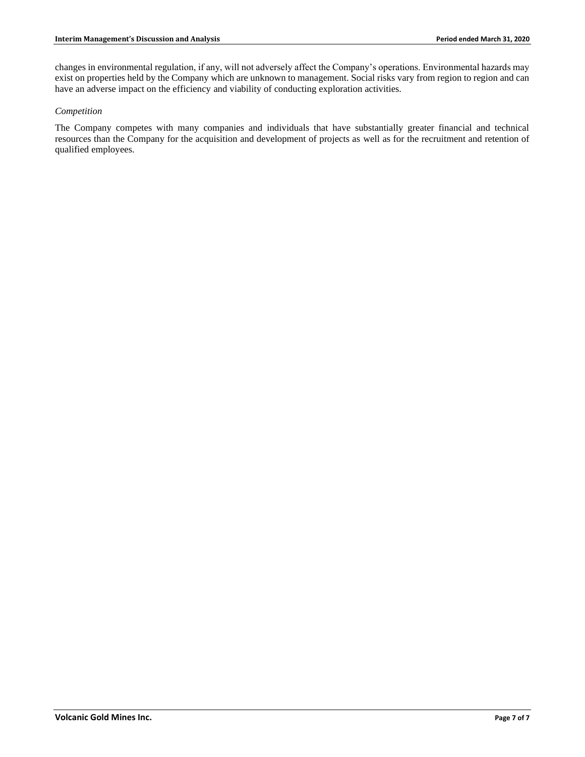changes in environmental regulation, if any, will not adversely affect the Company's operations. Environmental hazards may exist on properties held by the Company which are unknown to management. Social risks vary from region to region and can have an adverse impact on the efficiency and viability of conducting exploration activities.

*Competition*

The Company competes with many companies and individuals that have substantially greater financial and technical resources than the Company for the acquisition and development of projects as well as for the recruitment and retention of qualified employees.